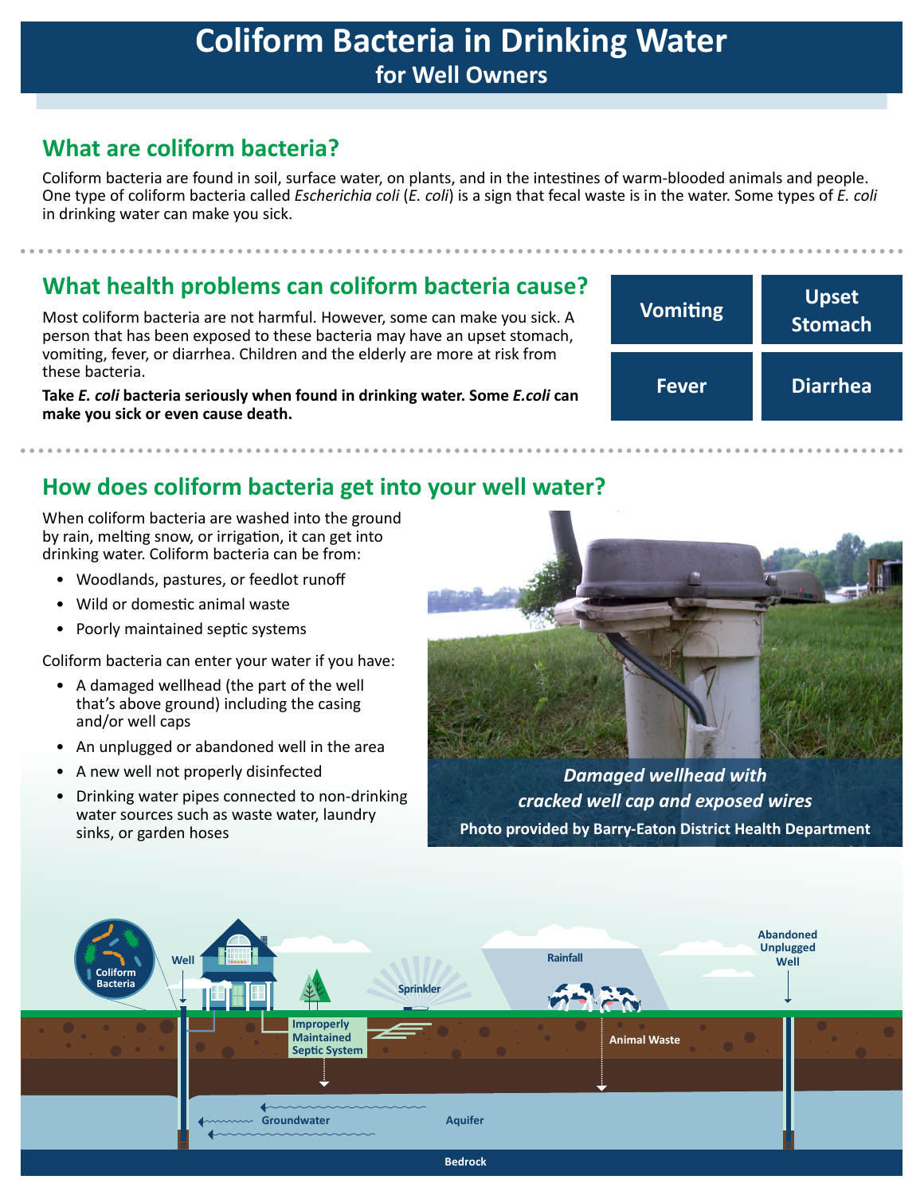# Coliform Bacteria in Drinking Water

## for Well Owners

## What are coliform bacteria?

Coliform bacteria are found in soil, surface water, on plants, and in the intestines of warm-blooded animals and people. One type of coliform bacteria called *Escherichia coli* (*E. coli*) is a sign that fecal waste is in the water. Some types of *E. coli* in drinking water can make you sick.

## What health problems can coliform bacteria cause?

Most coliform bacteria are not harmful. However, some can make you sick. A person that has been exposed to these bacteria may have an upset stomach, vomiting, fever, or diarrhea. Children and the elderly are more at risk from these bacteria.

**Take *E. coli* bacteria seriously when found in drinking water. Some *E.coli* can make you sick or even cause death.**

| Vomiting | Upset Stomach |
|---|---|
| Fever | Diarrhea |

## How does coliform bacteria get into your well water?

When coliform bacteria are washed into the ground by rain, melting snow, or irrigation, it can get into drinking water. Coliform bacteria can be from:

- Woodlands, pastures, or feedlot runoff
- Wild or domestic animal waste
- Poorly maintained septic systems

Coliform bacteria can enter your water if you have:

- A damaged wellhead (the part of the well that's above ground) including the casing and/or well caps
- An unplugged or abandoned well in the area
- A new well not properly disinfected
- Drinking water pipes connected to non-drinking water sources such as waste water, laundry sinks, or garden hoses

*Damaged wellhead with cracked well cap and exposed wires*

**Photo provided by Barry-Eaton District Health Department**

Coliform Bacteria, Well, Improperly Maintained Septic System, Sprinkler, Rainfall, Animal Waste, Abandoned Unplugged Well, Groundwater, Aquifer, Bedrock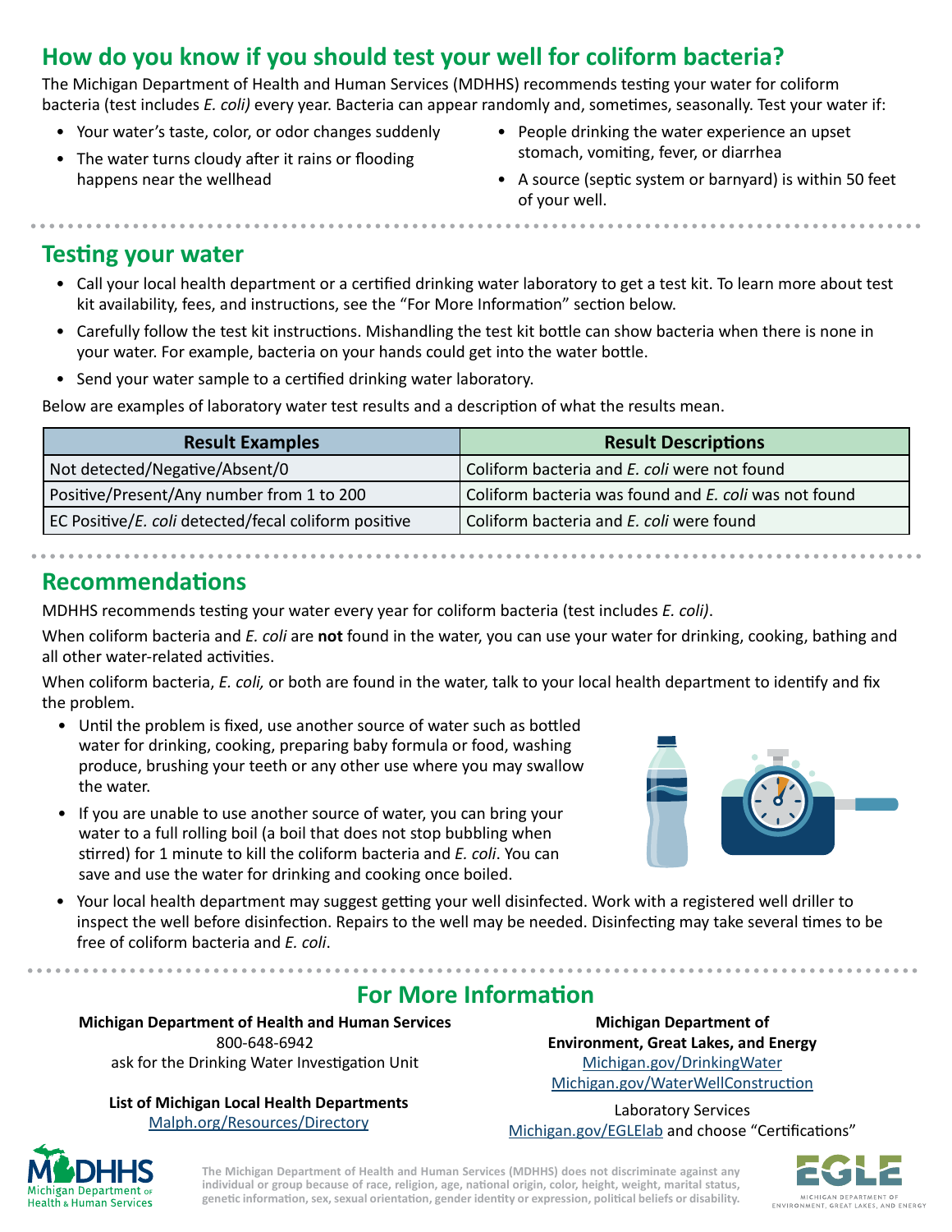## How do you know if you should test your well for coliform bacteria?

The Michigan Department of Health and Human Services (MDHHS) recommends testing your water for coliform bacteria (test includes *E. coli)* every year. Bacteria can appear randomly and, sometimes, seasonally. Test your water if:

- Your water's taste, color, or odor changes suddenly
- The water turns cloudy after it rains or flooding happens near the wellhead
- People drinking the water experience an upset stomach, vomiting, fever, or diarrhea
- A source (septic system or barnyard) is within 50 feet of your well.

## Testing your water

- Call your local health department or a certified drinking water laboratory to get a test kit. To learn more about test kit availability, fees, and instructions, see the "For More Information" section below.
- Carefully follow the test kit instructions. Mishandling the test kit bottle can show bacteria when there is none in your water. For example, bacteria on your hands could get into the water bottle.
- Send your water sample to a certified drinking water laboratory.

Below are examples of laboratory water test results and a description of what the results mean.

| Result Examples | Result Descriptions |
|---|---|
| Not detected/Negative/Absent/0 | Coliform bacteria and *E. coli* were not found |
| Positive/Present/Any number from 1 to 200 | Coliform bacteria was found and *E. coli* was not found |
| EC Positive/*E. coli* detected/fecal coliform positive | Coliform bacteria and *E. coli* were found |

## Recommendations

MDHHS recommends testing your water every year for coliform bacteria (test includes *E. coli)*.

When coliform bacteria and *E. coli* are **not** found in the water, you can use your water for drinking, cooking, bathing and all other water-related activities.

When coliform bacteria, *E. coli,* or both are found in the water, talk to your local health department to identify and fix the problem.

- Until the problem is fixed, use another source of water such as bottled water for drinking, cooking, preparing baby formula or food, washing produce, brushing your teeth or any other use where you may swallow the water.
- If you are unable to use another source of water, you can bring your water to a full rolling boil (a boil that does not stop bubbling when stirred) for 1 minute to kill the coliform bacteria and *E. coli*. You can save and use the water for drinking and cooking once boiled.
- Your local health department may suggest getting your well disinfected. Work with a registered well driller to inspect the well before disinfection. Repairs to the well may be needed. Disinfecting may take several times to be free of coliform bacteria and *E. coli*.

## For More Information

**Michigan Department of Health and Human Services**
800-648-6942
ask for the Drinking Water Investigation Unit

**List of Michigan Local Health Departments**
Malph.org/Resources/Directory

**Michigan Department of Environment, Great Lakes, and Energy**
Michigan.gov/DrinkingWater
Michigan.gov/WaterWellConstruction

Laboratory Services
Michigan.gov/EGLElab and choose "Certifications"

The Michigan Department of Health and Human Services (MDHHS) does not discriminate against any individual or group because of race, religion, age, national origin, color, height, weight, marital status, genetic information, sex, sexual orientation, gender identity or expression, political beliefs or disability.